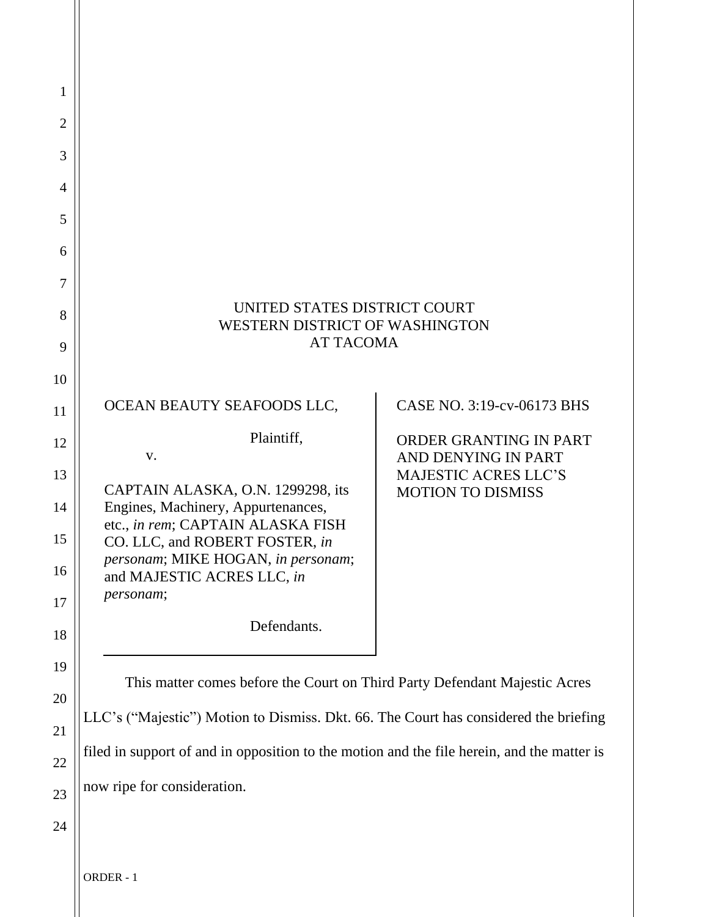UNITED STATES DISTRICT COURT
WESTERN DISTRICT OF WASHINGTON
AT TACOMA

| | |
|---|---|
| OCEAN BEAUTY SEAFOODS LLC,<br><br>Plaintiff,<br><br>v.<br><br>CAPTAIN ALASKA, O.N. 1299298, its Engines, Machinery, Appurtenances, etc., *in rem*; CAPTAIN ALASKA FISH CO. LLC, and ROBERT FOSTER, *in personam*; MIKE HOGAN, *in personam*; and MAJESTIC ACRES LLC, *in personam*;<br><br>Defendants. | CASE NO. 3:19-cv-06173 BHS<br><br>ORDER GRANTING IN PART AND DENYING IN PART MAJESTIC ACRES LLC'S MOTION TO DISMISS |

This matter comes before the Court on Third Party Defendant Majestic Acres LLC's ("Majestic") Motion to Dismiss. Dkt. 66. The Court has considered the briefing filed in support of and in opposition to the motion and the file herein, and the matter is now ripe for consideration.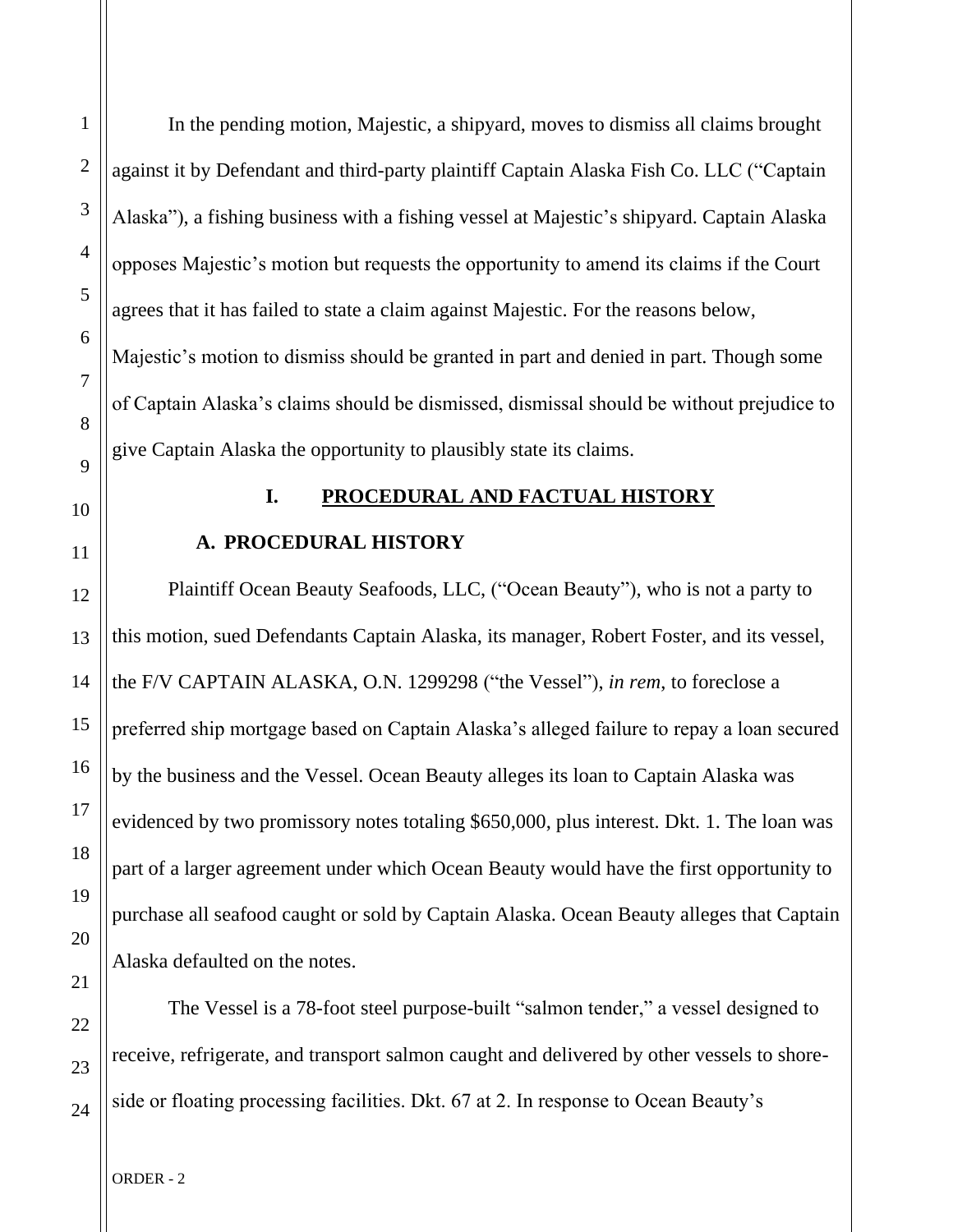In the pending motion, Majestic, a shipyard, moves to dismiss all claims brought against it by Defendant and third-party plaintiff Captain Alaska Fish Co. LLC ("Captain Alaska"), a fishing business with a fishing vessel at Majestic's shipyard. Captain Alaska opposes Majestic's motion but requests the opportunity to amend its claims if the Court agrees that it has failed to state a claim against Majestic. For the reasons below, Majestic's motion to dismiss should be granted in part and denied in part. Though some of Captain Alaska's claims should be dismissed, dismissal should be without prejudice to give Captain Alaska the opportunity to plausibly state its claims.

## I. PROCEDURAL AND FACTUAL HISTORY

### A. PROCEDURAL HISTORY

Plaintiff Ocean Beauty Seafoods, LLC, ("Ocean Beauty"), who is not a party to this motion, sued Defendants Captain Alaska, its manager, Robert Foster, and its vessel, the F/V CAPTAIN ALASKA, O.N. 1299298 ("the Vessel"), *in rem*, to foreclose a preferred ship mortgage based on Captain Alaska's alleged failure to repay a loan secured by the business and the Vessel. Ocean Beauty alleges its loan to Captain Alaska was evidenced by two promissory notes totaling $650,000, plus interest. Dkt. 1. The loan was part of a larger agreement under which Ocean Beauty would have the first opportunity to purchase all seafood caught or sold by Captain Alaska. Ocean Beauty alleges that Captain Alaska defaulted on the notes.

The Vessel is a 78-foot steel purpose-built "salmon tender," a vessel designed to receive, refrigerate, and transport salmon caught and delivered by other vessels to shore-side or floating processing facilities. Dkt. 67 at 2. In response to Ocean Beauty's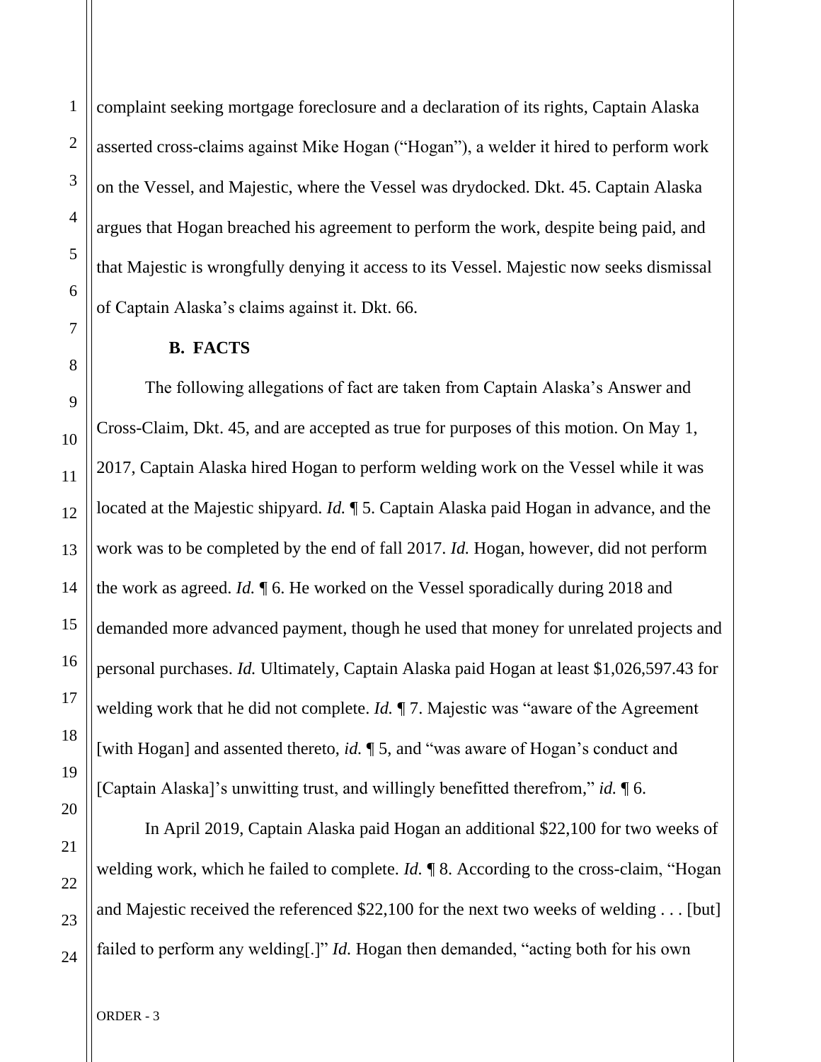complaint seeking mortgage foreclosure and a declaration of its rights, Captain Alaska asserted cross-claims against Mike Hogan ("Hogan"), a welder it hired to perform work on the Vessel, and Majestic, where the Vessel was drydocked. Dkt. 45. Captain Alaska argues that Hogan breached his agreement to perform the work, despite being paid, and that Majestic is wrongfully denying it access to its Vessel. Majestic now seeks dismissal of Captain Alaska's claims against it. Dkt. 66.

### B. FACTS

The following allegations of fact are taken from Captain Alaska's Answer and Cross-Claim, Dkt. 45, and are accepted as true for purposes of this motion. On May 1, 2017, Captain Alaska hired Hogan to perform welding work on the Vessel while it was located at the Majestic shipyard. *Id.* ¶ 5. Captain Alaska paid Hogan in advance, and the work was to be completed by the end of fall 2017. *Id.* Hogan, however, did not perform the work as agreed. *Id.* ¶ 6. He worked on the Vessel sporadically during 2018 and demanded more advanced payment, though he used that money for unrelated projects and personal purchases. *Id.* Ultimately, Captain Alaska paid Hogan at least $1,026,597.43 for welding work that he did not complete. *Id.* ¶ 7. Majestic was "aware of the Agreement [with Hogan] and assented thereto, *id.* ¶ 5, and "was aware of Hogan's conduct and [Captain Alaska]'s unwitting trust, and willingly benefitted therefrom," *id.* ¶ 6.

In April 2019, Captain Alaska paid Hogan an additional $22,100 for two weeks of welding work, which he failed to complete. *Id.* ¶ 8. According to the cross-claim, "Hogan and Majestic received the referenced $22,100 for the next two weeks of welding . . . [but] failed to perform any welding[.]" *Id.* Hogan then demanded, "acting both for his own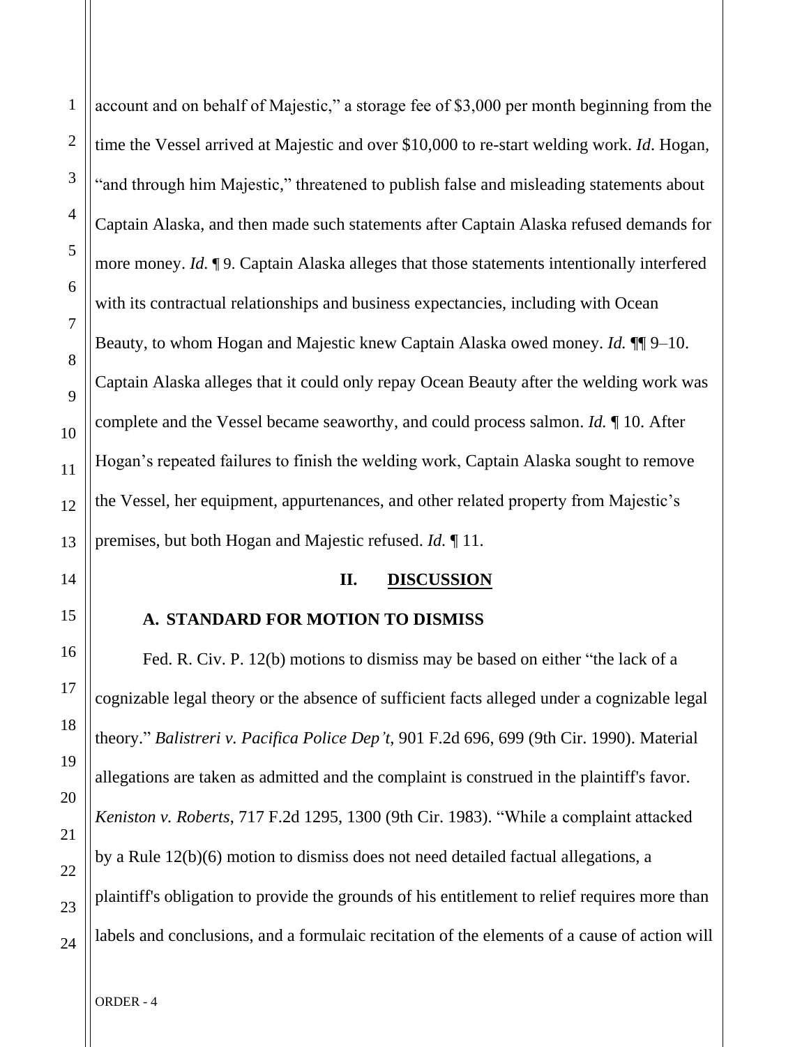account and on behalf of Majestic," a storage fee of $3,000 per month beginning from the time the Vessel arrived at Majestic and over $10,000 to re-start welding work. *Id*. Hogan, "and through him Majestic," threatened to publish false and misleading statements about Captain Alaska, and then made such statements after Captain Alaska refused demands for more money. *Id.* ¶ 9. Captain Alaska alleges that those statements intentionally interfered with its contractual relationships and business expectancies, including with Ocean Beauty, to whom Hogan and Majestic knew Captain Alaska owed money. *Id.* ¶¶ 9–10. Captain Alaska alleges that it could only repay Ocean Beauty after the welding work was complete and the Vessel became seaworthy, and could process salmon. *Id.* ¶ 10. After Hogan's repeated failures to finish the welding work, Captain Alaska sought to remove the Vessel, her equipment, appurtenances, and other related property from Majestic's premises, but both Hogan and Majestic refused. *Id.* ¶ 11.

## II. DISCUSSION

### A. STANDARD FOR MOTION TO DISMISS

Fed. R. Civ. P. 12(b) motions to dismiss may be based on either "the lack of a cognizable legal theory or the absence of sufficient facts alleged under a cognizable legal theory." *Balistreri v. Pacifica Police Dep't*, 901 F.2d 696, 699 (9th Cir. 1990). Material allegations are taken as admitted and the complaint is construed in the plaintiff's favor. *Keniston v. Roberts*, 717 F.2d 1295, 1300 (9th Cir. 1983). "While a complaint attacked by a Rule 12(b)(6) motion to dismiss does not need detailed factual allegations, a plaintiff's obligation to provide the grounds of his entitlement to relief requires more than labels and conclusions, and a formulaic recitation of the elements of a cause of action will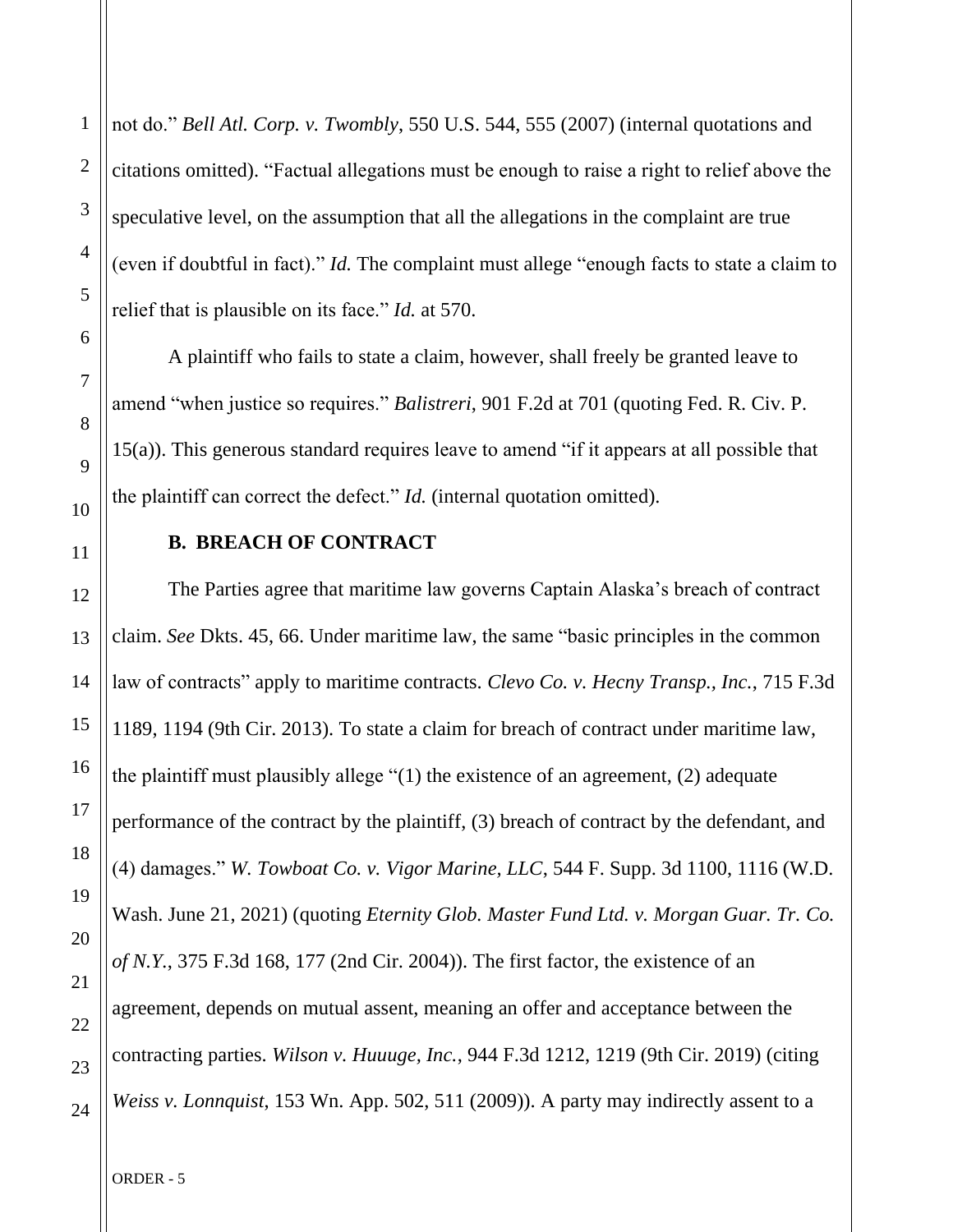not do." *Bell Atl. Corp. v. Twombly*, 550 U.S. 544, 555 (2007) (internal quotations and citations omitted). "Factual allegations must be enough to raise a right to relief above the speculative level, on the assumption that all the allegations in the complaint are true (even if doubtful in fact)." *Id.* The complaint must allege "enough facts to state a claim to relief that is plausible on its face." *Id.* at 570.

A plaintiff who fails to state a claim, however, shall freely be granted leave to amend "when justice so requires." *Balistreri*, 901 F.2d at 701 (quoting Fed. R. Civ. P. 15(a)). This generous standard requires leave to amend "if it appears at all possible that the plaintiff can correct the defect." *Id.* (internal quotation omitted).

**B. BREACH OF CONTRACT**

The Parties agree that maritime law governs Captain Alaska's breach of contract claim. *See* Dkts. 45, 66. Under maritime law, the same "basic principles in the common law of contracts" apply to maritime contracts. *Clevo Co. v. Hecny Transp., Inc.*, 715 F.3d 1189, 1194 (9th Cir. 2013). To state a claim for breach of contract under maritime law, the plaintiff must plausibly allege "(1) the existence of an agreement, (2) adequate performance of the contract by the plaintiff, (3) breach of contract by the defendant, and (4) damages." *W. Towboat Co. v. Vigor Marine, LLC*, 544 F. Supp. 3d 1100, 1116 (W.D. Wash. June 21, 2021) (quoting *Eternity Glob. Master Fund Ltd. v. Morgan Guar. Tr. Co. of N.Y.*, 375 F.3d 168, 177 (2nd Cir. 2004)). The first factor, the existence of an agreement, depends on mutual assent, meaning an offer and acceptance between the contracting parties. *Wilson v. Huuuge, Inc.*, 944 F.3d 1212, 1219 (9th Cir. 2019) (citing *Weiss v. Lonnquist*, 153 Wn. App. 502, 511 (2009)). A party may indirectly assent to a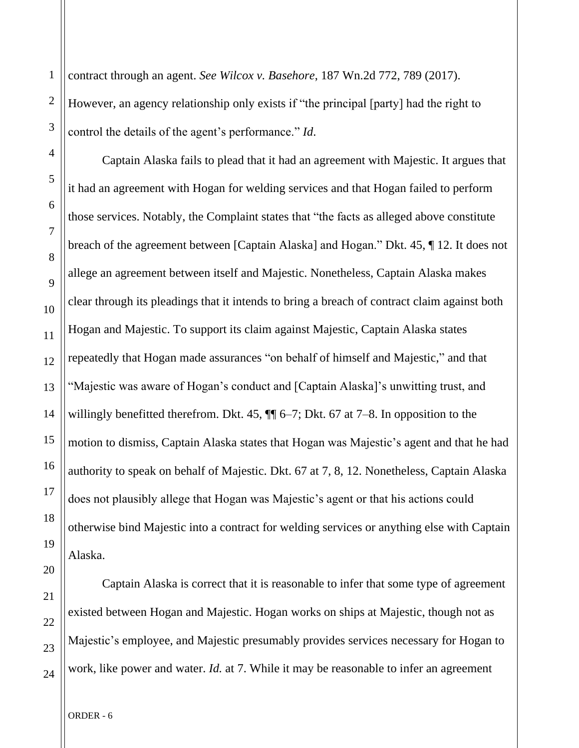contract through an agent. *See Wilcox v. Basehore*, 187 Wn.2d 772, 789 (2017). However, an agency relationship only exists if "the principal [party] had the right to control the details of the agent's performance." *Id*.

Captain Alaska fails to plead that it had an agreement with Majestic. It argues that it had an agreement with Hogan for welding services and that Hogan failed to perform those services. Notably, the Complaint states that "the facts as alleged above constitute breach of the agreement between [Captain Alaska] and Hogan." Dkt. 45, ¶ 12. It does not allege an agreement between itself and Majestic. Nonetheless, Captain Alaska makes clear through its pleadings that it intends to bring a breach of contract claim against both Hogan and Majestic. To support its claim against Majestic, Captain Alaska states repeatedly that Hogan made assurances "on behalf of himself and Majestic," and that "Majestic was aware of Hogan's conduct and [Captain Alaska]'s unwitting trust, and willingly benefitted therefrom. Dkt. 45, ¶¶ 6–7; Dkt. 67 at 7–8. In opposition to the motion to dismiss, Captain Alaska states that Hogan was Majestic's agent and that he had authority to speak on behalf of Majestic. Dkt. 67 at 7, 8, 12. Nonetheless, Captain Alaska does not plausibly allege that Hogan was Majestic's agent or that his actions could otherwise bind Majestic into a contract for welding services or anything else with Captain Alaska.

Captain Alaska is correct that it is reasonable to infer that some type of agreement existed between Hogan and Majestic. Hogan works on ships at Majestic, though not as Majestic's employee, and Majestic presumably provides services necessary for Hogan to work, like power and water. *Id.* at 7. While it may be reasonable to infer an agreement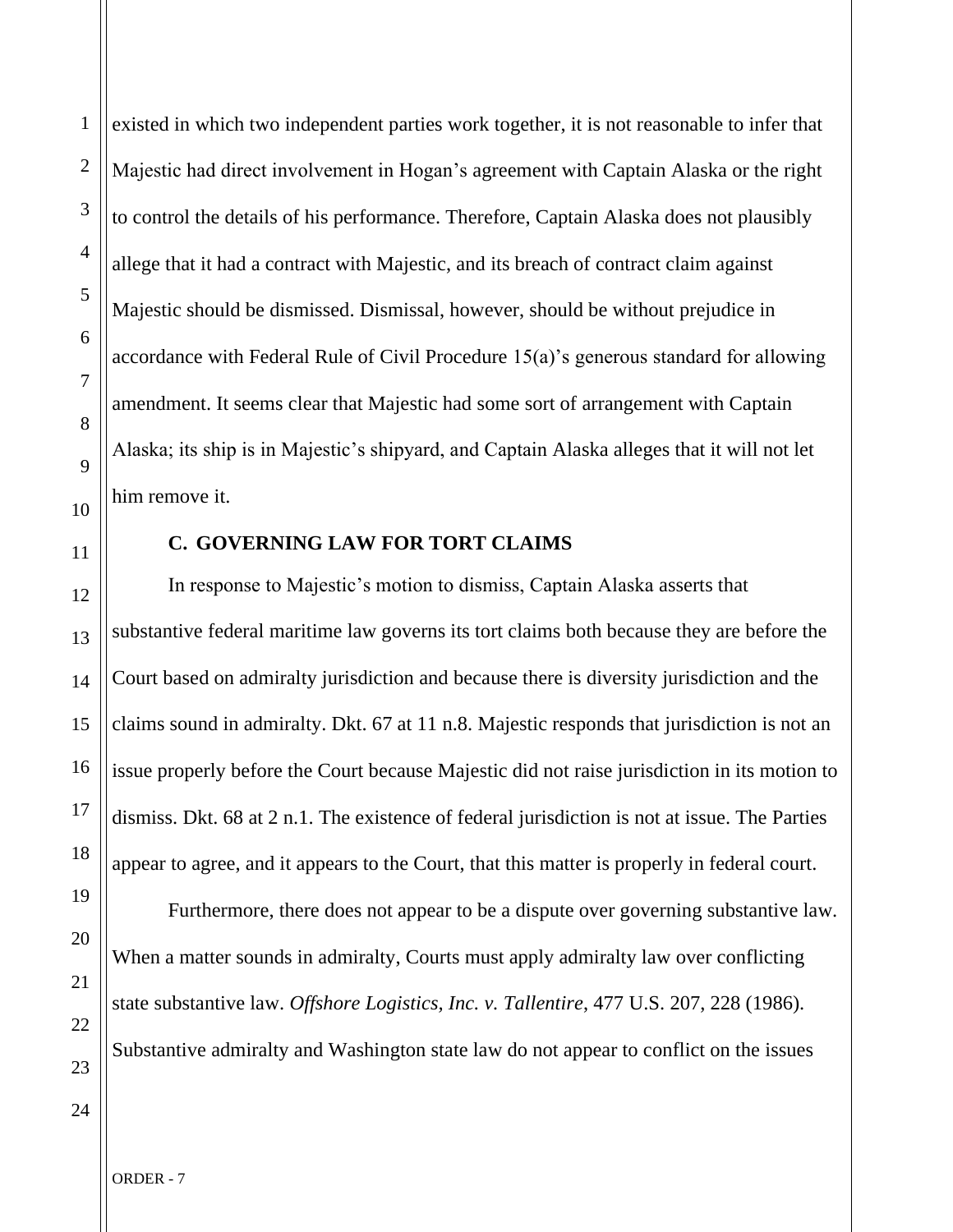existed in which two independent parties work together, it is not reasonable to infer that Majestic had direct involvement in Hogan's agreement with Captain Alaska or the right to control the details of his performance. Therefore, Captain Alaska does not plausibly allege that it had a contract with Majestic, and its breach of contract claim against Majestic should be dismissed. Dismissal, however, should be without prejudice in accordance with Federal Rule of Civil Procedure 15(a)'s generous standard for allowing amendment. It seems clear that Majestic had some sort of arrangement with Captain Alaska; its ship is in Majestic's shipyard, and Captain Alaska alleges that it will not let him remove it.

### C. GOVERNING LAW FOR TORT CLAIMS

In response to Majestic's motion to dismiss, Captain Alaska asserts that substantive federal maritime law governs its tort claims both because they are before the Court based on admiralty jurisdiction and because there is diversity jurisdiction and the claims sound in admiralty. Dkt. 67 at 11 n.8. Majestic responds that jurisdiction is not an issue properly before the Court because Majestic did not raise jurisdiction in its motion to dismiss. Dkt. 68 at 2 n.1. The existence of federal jurisdiction is not at issue. The Parties appear to agree, and it appears to the Court, that this matter is properly in federal court.

Furthermore, there does not appear to be a dispute over governing substantive law. When a matter sounds in admiralty, Courts must apply admiralty law over conflicting state substantive law. *Offshore Logistics, Inc. v. Tallentire*, 477 U.S. 207, 228 (1986). Substantive admiralty and Washington state law do not appear to conflict on the issues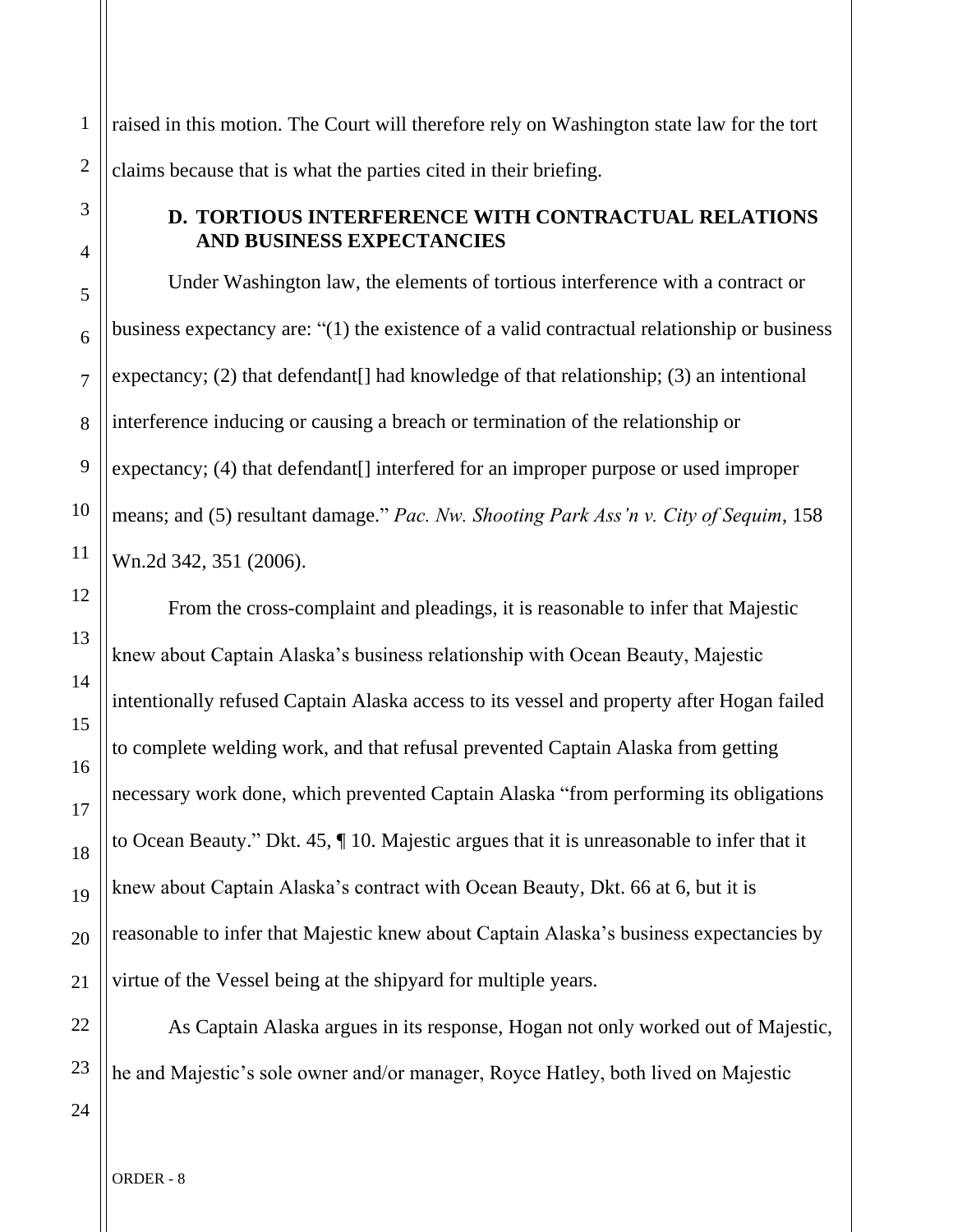raised in this motion. The Court will therefore rely on Washington state law for the tort claims because that is what the parties cited in their briefing.

### D. TORTIOUS INTERFERENCE WITH CONTRACTUAL RELATIONS AND BUSINESS EXPECTANCIES

Under Washington law, the elements of tortious interference with a contract or business expectancy are: "(1) the existence of a valid contractual relationship or business expectancy; (2) that defendant[] had knowledge of that relationship; (3) an intentional interference inducing or causing a breach or termination of the relationship or expectancy; (4) that defendant[] interfered for an improper purpose or used improper means; and (5) resultant damage." *Pac. Nw. Shooting Park Ass'n v. City of Sequim*, 158 Wn.2d 342, 351 (2006).

From the cross-complaint and pleadings, it is reasonable to infer that Majestic knew about Captain Alaska's business relationship with Ocean Beauty, Majestic intentionally refused Captain Alaska access to its vessel and property after Hogan failed to complete welding work, and that refusal prevented Captain Alaska from getting necessary work done, which prevented Captain Alaska "from performing its obligations to Ocean Beauty." Dkt. 45, ¶ 10. Majestic argues that it is unreasonable to infer that it knew about Captain Alaska's contract with Ocean Beauty, Dkt. 66 at 6, but it is reasonable to infer that Majestic knew about Captain Alaska's business expectancies by virtue of the Vessel being at the shipyard for multiple years.

As Captain Alaska argues in its response, Hogan not only worked out of Majestic, he and Majestic's sole owner and/or manager, Royce Hatley, both lived on Majestic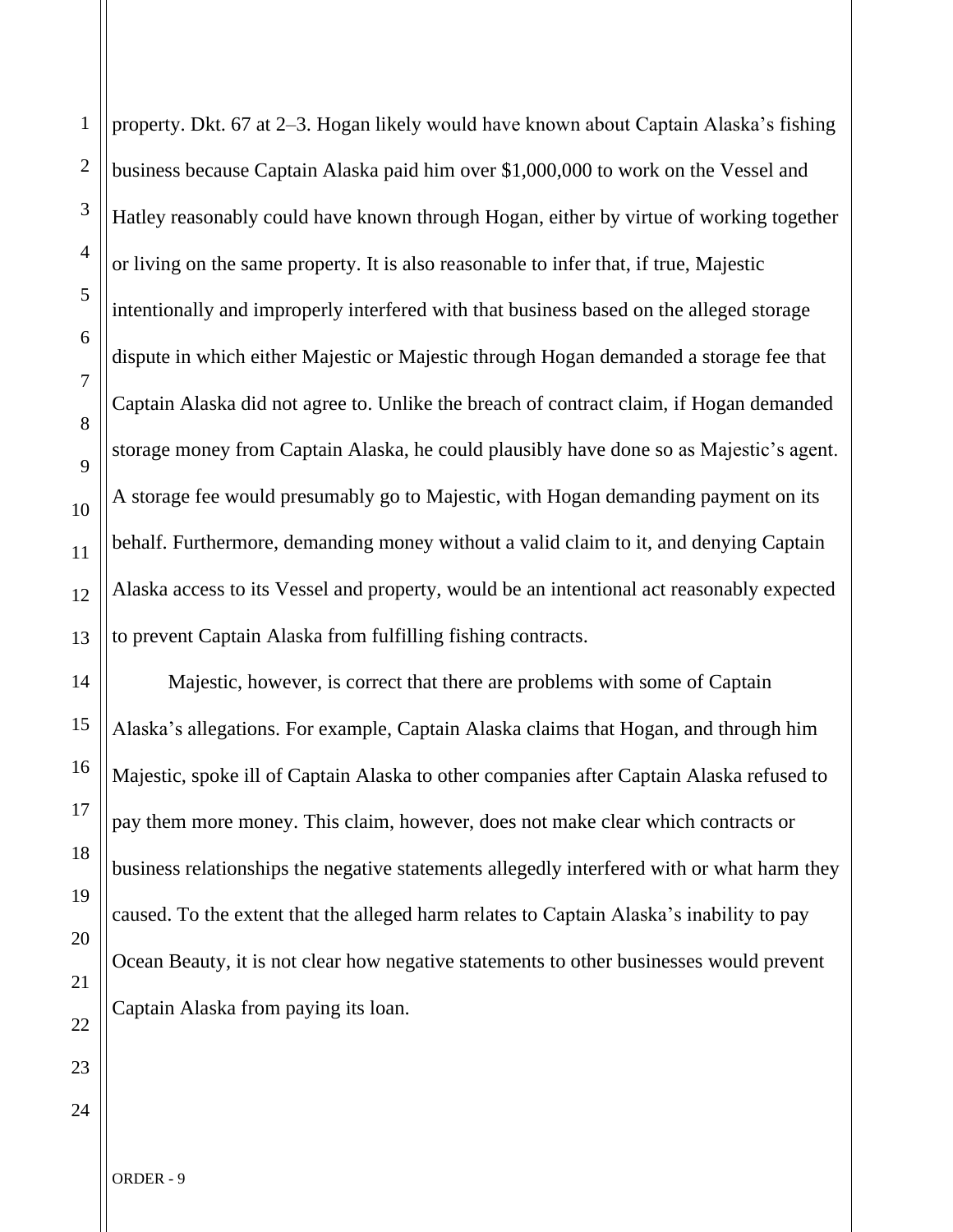property. Dkt. 67 at 2–3. Hogan likely would have known about Captain Alaska's fishing business because Captain Alaska paid him over $1,000,000 to work on the Vessel and Hatley reasonably could have known through Hogan, either by virtue of working together or living on the same property. It is also reasonable to infer that, if true, Majestic intentionally and improperly interfered with that business based on the alleged storage dispute in which either Majestic or Majestic through Hogan demanded a storage fee that Captain Alaska did not agree to. Unlike the breach of contract claim, if Hogan demanded storage money from Captain Alaska, he could plausibly have done so as Majestic's agent. A storage fee would presumably go to Majestic, with Hogan demanding payment on its behalf. Furthermore, demanding money without a valid claim to it, and denying Captain Alaska access to its Vessel and property, would be an intentional act reasonably expected to prevent Captain Alaska from fulfilling fishing contracts.

Majestic, however, is correct that there are problems with some of Captain Alaska's allegations. For example, Captain Alaska claims that Hogan, and through him Majestic, spoke ill of Captain Alaska to other companies after Captain Alaska refused to pay them more money. This claim, however, does not make clear which contracts or business relationships the negative statements allegedly interfered with or what harm they caused. To the extent that the alleged harm relates to Captain Alaska's inability to pay Ocean Beauty, it is not clear how negative statements to other businesses would prevent Captain Alaska from paying its loan.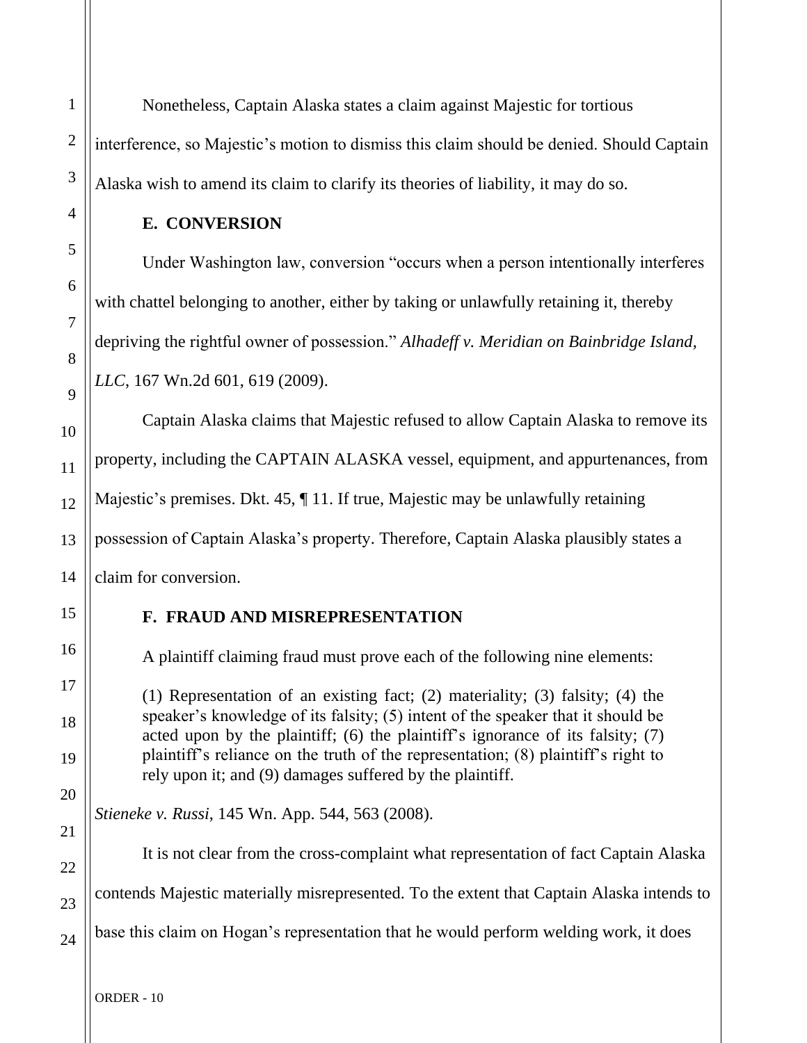Nonetheless, Captain Alaska states a claim against Majestic for tortious interference, so Majestic's motion to dismiss this claim should be denied. Should Captain Alaska wish to amend its claim to clarify its theories of liability, it may do so.

### E. CONVERSION

Under Washington law, conversion "occurs when a person intentionally interferes with chattel belonging to another, either by taking or unlawfully retaining it, thereby depriving the rightful owner of possession." *Alhadeff v. Meridian on Bainbridge Island, LLC*, 167 Wn.2d 601, 619 (2009).

Captain Alaska claims that Majestic refused to allow Captain Alaska to remove its property, including the CAPTAIN ALASKA vessel, equipment, and appurtenances, from Majestic's premises. Dkt. 45, ¶ 11. If true, Majestic may be unlawfully retaining possession of Captain Alaska's property. Therefore, Captain Alaska plausibly states a claim for conversion.

### F. FRAUD AND MISREPRESENTATION

A plaintiff claiming fraud must prove each of the following nine elements:

> (1) Representation of an existing fact; (2) materiality; (3) falsity; (4) the speaker's knowledge of its falsity; (5) intent of the speaker that it should be acted upon by the plaintiff; (6) the plaintiff's ignorance of its falsity; (7) plaintiff's reliance on the truth of the representation; (8) plaintiff's right to rely upon it; and (9) damages suffered by the plaintiff.

*Stieneke v. Russi*, 145 Wn. App. 544, 563 (2008).

It is not clear from the cross-complaint what representation of fact Captain Alaska contends Majestic materially misrepresented. To the extent that Captain Alaska intends to base this claim on Hogan's representation that he would perform welding work, it does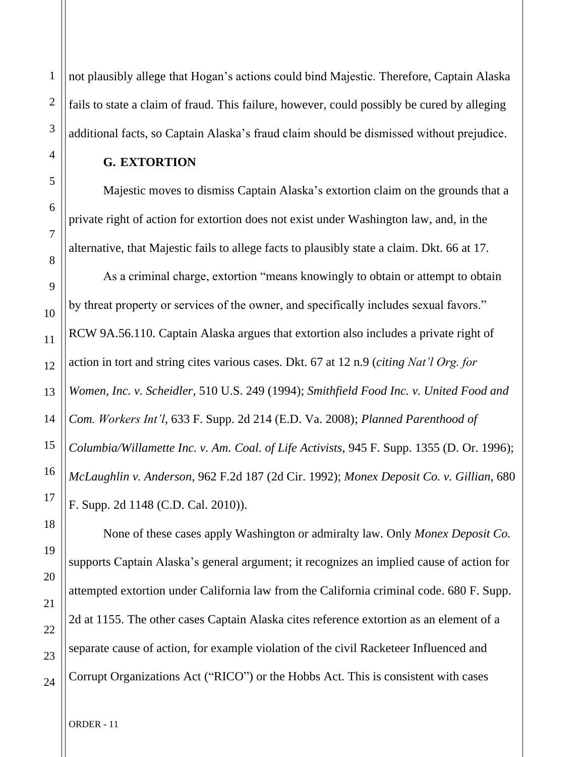not plausibly allege that Hogan's actions could bind Majestic. Therefore, Captain Alaska fails to state a claim of fraud. This failure, however, could possibly be cured by alleging additional facts, so Captain Alaska's fraud claim should be dismissed without prejudice.

### G. EXTORTION

Majestic moves to dismiss Captain Alaska's extortion claim on the grounds that a private right of action for extortion does not exist under Washington law, and, in the alternative, that Majestic fails to allege facts to plausibly state a claim. Dkt. 66 at 17.

As a criminal charge, extortion "means knowingly to obtain or attempt to obtain by threat property or services of the owner, and specifically includes sexual favors." RCW 9A.56.110. Captain Alaska argues that extortion also includes a private right of action in tort and string cites various cases. Dkt. 67 at 12 n.9 (*citing Nat'l Org. for Women, Inc. v. Scheidler*, 510 U.S. 249 (1994); *Smithfield Food Inc. v. United Food and Com. Workers Int'l*, 633 F. Supp. 2d 214 (E.D. Va. 2008); *Planned Parenthood of Columbia/Willamette Inc. v. Am. Coal. of Life Activists*, 945 F. Supp. 1355 (D. Or. 1996); *McLaughlin v. Anderson*, 962 F.2d 187 (2d Cir. 1992); *Monex Deposit Co. v. Gillian*, 680 F. Supp. 2d 1148 (C.D. Cal. 2010)).

None of these cases apply Washington or admiralty law. Only *Monex Deposit Co.* supports Captain Alaska's general argument; it recognizes an implied cause of action for attempted extortion under California law from the California criminal code. 680 F. Supp. 2d at 1155. The other cases Captain Alaska cites reference extortion as an element of a separate cause of action, for example violation of the civil Racketeer Influenced and Corrupt Organizations Act ("RICO") or the Hobbs Act. This is consistent with cases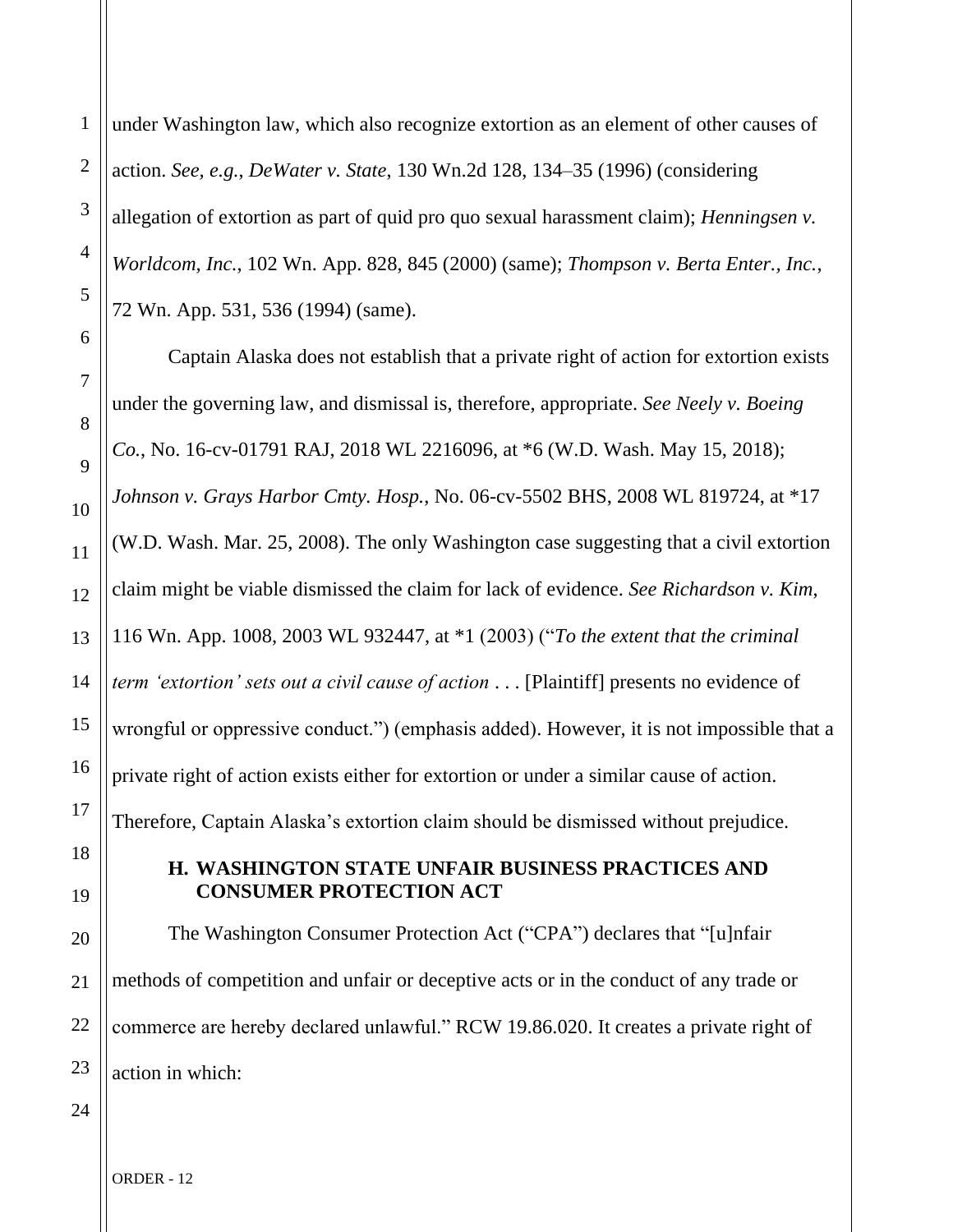under Washington law, which also recognize extortion as an element of other causes of action. *See, e.g.*, *DeWater v. State*, 130 Wn.2d 128, 134–35 (1996) (considering allegation of extortion as part of quid pro quo sexual harassment claim); *Henningsen v. Worldcom, Inc.*, 102 Wn. App. 828, 845 (2000) (same); *Thompson v. Berta Enter., Inc.*, 72 Wn. App. 531, 536 (1994) (same).

Captain Alaska does not establish that a private right of action for extortion exists under the governing law, and dismissal is, therefore, appropriate. *See Neely v. Boeing Co.*, No. 16-cv-01791 RAJ, 2018 WL 2216096, at *6 (W.D. Wash. May 15, 2018); *Johnson v. Grays Harbor Cmty. Hosp.*, No. 06-cv-5502 BHS, 2008 WL 819724, at *17 (W.D. Wash. Mar. 25, 2008). The only Washington case suggesting that a civil extortion claim might be viable dismissed the claim for lack of evidence. *See Richardson v. Kim*, 116 Wn. App. 1008, 2003 WL 932447, at *1 (2003) ("*To the extent that the criminal term 'extortion' sets out a civil cause of action* . . . [Plaintiff] presents no evidence of wrongful or oppressive conduct.") (emphasis added). However, it is not impossible that a private right of action exists either for extortion or under a similar cause of action. Therefore, Captain Alaska's extortion claim should be dismissed without prejudice.

### H. WASHINGTON STATE UNFAIR BUSINESS PRACTICES AND CONSUMER PROTECTION ACT

The Washington Consumer Protection Act ("CPA") declares that "[u]nfair methods of competition and unfair or deceptive acts or in the conduct of any trade or commerce are hereby declared unlawful." RCW 19.86.020. It creates a private right of action in which: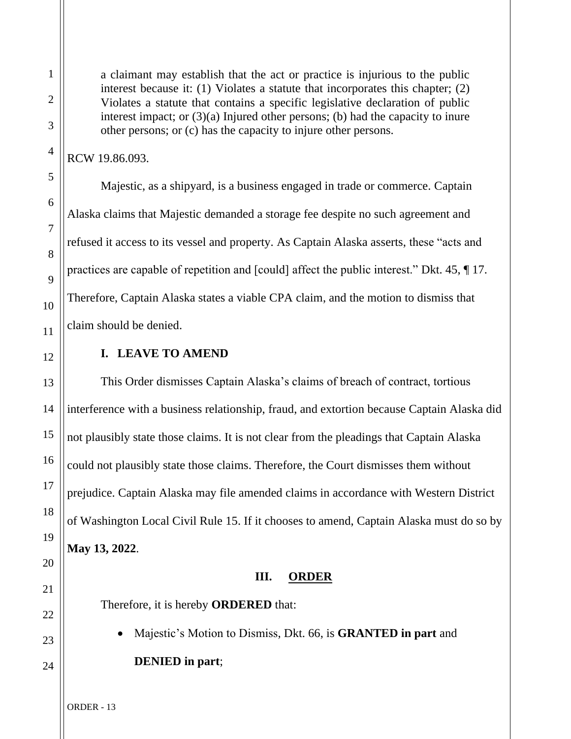> a claimant may establish that the act or practice is injurious to the public interest because it: (1) Violates a statute that incorporates this chapter; (2) Violates a statute that contains a specific legislative declaration of public interest impact; or (3)(a) Injured other persons; (b) had the capacity to inure other persons; or (c) has the capacity to injure other persons.

RCW 19.86.093.

Majestic, as a shipyard, is a business engaged in trade or commerce. Captain Alaska claims that Majestic demanded a storage fee despite no such agreement and refused it access to its vessel and property. As Captain Alaska asserts, these "acts and practices are capable of repetition and [could] affect the public interest." Dkt. 45, ¶ 17. Therefore, Captain Alaska states a viable CPA claim, and the motion to dismiss that claim should be denied.

### I. LEAVE TO AMEND

This Order dismisses Captain Alaska's claims of breach of contract, tortious interference with a business relationship, fraud, and extortion because Captain Alaska did not plausibly state those claims. It is not clear from the pleadings that Captain Alaska could not plausibly state those claims. Therefore, the Court dismisses them without prejudice. Captain Alaska may file amended claims in accordance with Western District of Washington Local Civil Rule 15. If it chooses to amend, Captain Alaska must do so by **May 13, 2022**.

## III. ORDER

Therefore, it is hereby **ORDERED** that:

- Majestic's Motion to Dismiss, Dkt. 66, is **GRANTED in part** and **DENIED in part**;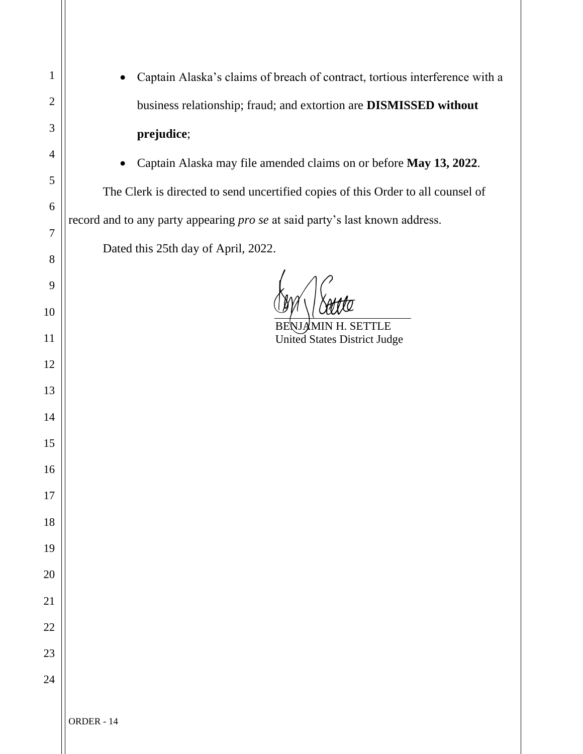- Captain Alaska's claims of breach of contract, tortious interference with a business relationship; fraud; and extortion are **DISMISSED without prejudice**;
- Captain Alaska may file amended claims on or before **May 13, 2022**.

The Clerk is directed to send uncertified copies of this Order to all counsel of record and to any party appearing *pro se* at said party's last known address.

Dated this 25th day of April, 2022.

BENJAMIN H. SETTLE
United States District Judge